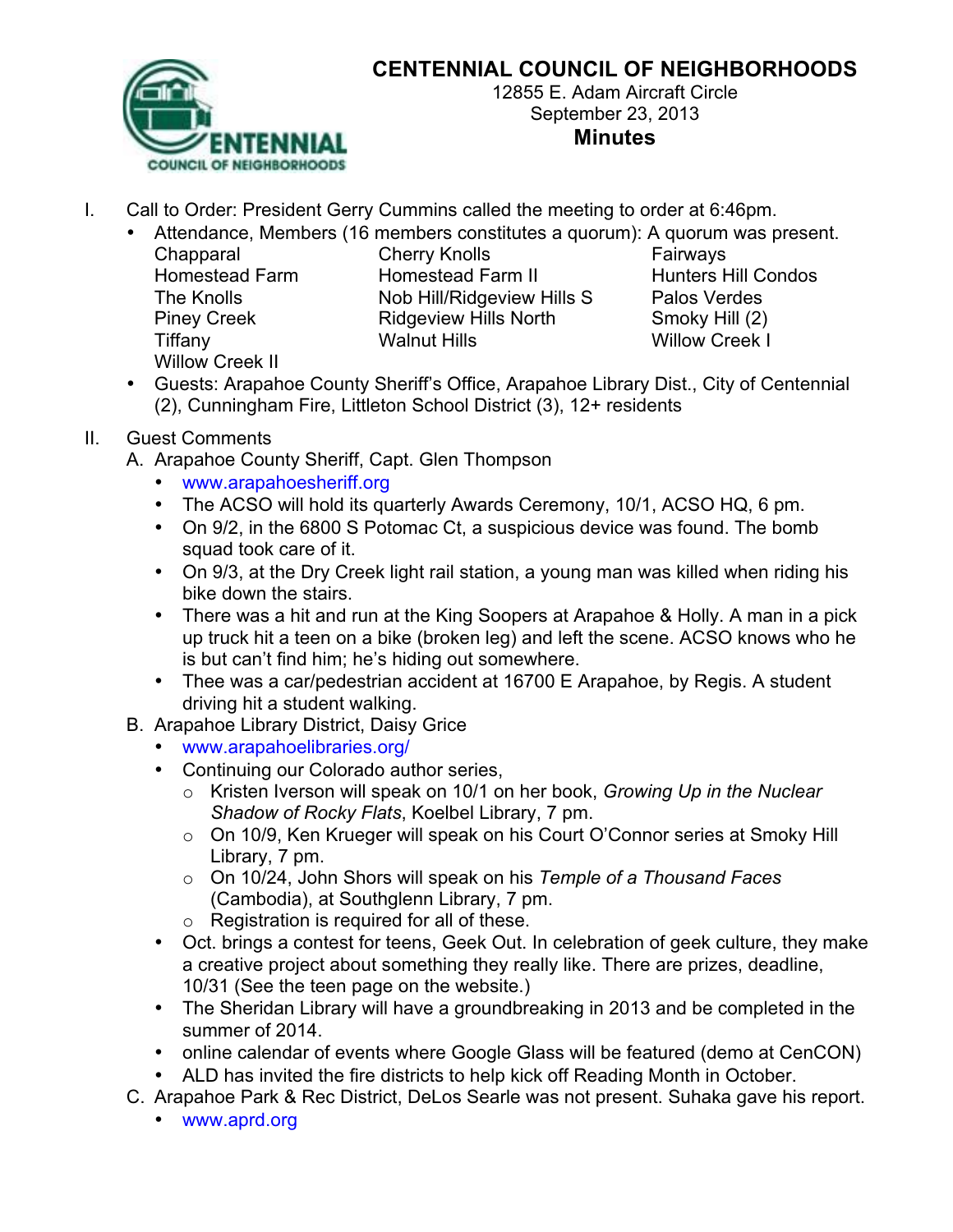# CENTENNIAL COUNCIL OF NEIGHBORHOODS

12855 E. Adam Aircraft Circle
September 23, 2013

## Minutes

I. Call to Order: President Gerry Cummins called the meeting to order at 6:46pm.
   - Attendance, Members (16 members constitutes a quorum): A quorum was present.

| | | |
|---|---|---|
| Chapparal | Cherry Knolls | Fairways |
| Homestead Farm | Homestead Farm II | Hunters Hill Condos |
| The Knolls | Nob Hill/Ridgeview Hills S | Palos Verdes |
| Piney Creek | Ridgeview Hills North | Smoky Hill (2) |
| Tiffany | Walnut Hills | Willow Creek I |
| Willow Creek II | | |

   - Guests: Arapahoe County Sheriff's Office, Arapahoe Library Dist., City of Centennial (2), Cunningham Fire, Littleton School District (3), 12+ residents

II. Guest Comments

A. Arapahoe County Sheriff, Capt. Glen Thompson
   - www.arapahoesheriff.org
   - The ACSO will hold its quarterly Awards Ceremony, 10/1, ACSO HQ, 6 pm.
   - On 9/2, in the 6800 S Potomac Ct, a suspicious device was found. The bomb squad took care of it.
   - On 9/3, at the Dry Creek light rail station, a young man was killed when riding his bike down the stairs.
   - There was a hit and run at the King Soopers at Arapahoe & Holly. A man in a pick up truck hit a teen on a bike (broken leg) and left the scene. ACSO knows who he is but can't find him; he's hiding out somewhere.
   - Thee was a car/pedestrian accident at 16700 E Arapahoe, by Regis. A student driving hit a student walking.

B. Arapahoe Library District, Daisy Grice
   - www.arapahoelibraries.org/
   - Continuing our Colorado author series,
     - Kristen Iverson will speak on 10/1 on her book, *Growing Up in the Nuclear Shadow of Rocky Flats*, Koelbel Library, 7 pm.
     - On 10/9, Ken Krueger will speak on his Court O'Connor series at Smoky Hill Library, 7 pm.
     - On 10/24, John Shors will speak on his *Temple of a Thousand Faces* (Cambodia), at Southglenn Library, 7 pm.
     - Registration is required for all of these.
   - Oct. brings a contest for teens, Geek Out. In celebration of geek culture, they make a creative project about something they really like. There are prizes, deadline, 10/31 (See the teen page on the website.)
   - The Sheridan Library will have a groundbreaking in 2013 and be completed in the summer of 2014.
   - online calendar of events where Google Glass will be featured (demo at CenCON)
   - ALD has invited the fire districts to help kick off Reading Month in October.

C. Arapahoe Park & Rec District, DeLos Searle was not present. Suhaka gave his report.
   - www.aprd.org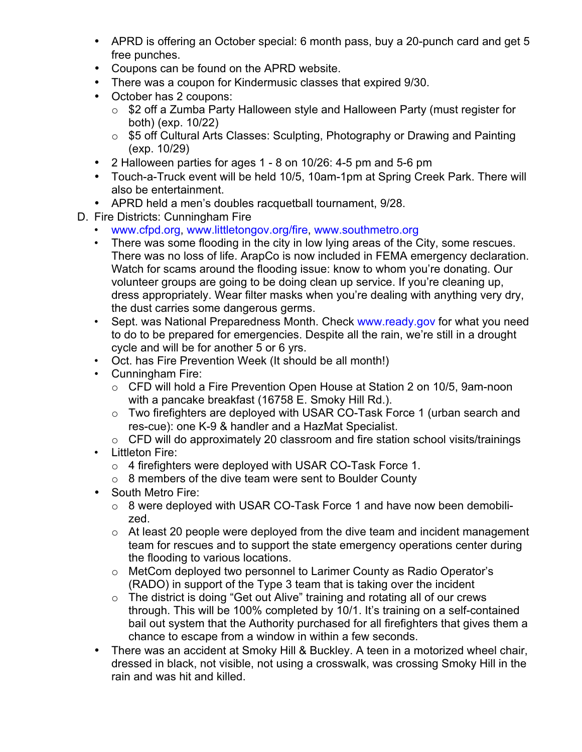- APRD is offering an October special: 6 month pass, buy a 20-punch card and get 5 free punches.
- Coupons can be found on the APRD website.
- There was a coupon for Kindermusic classes that expired 9/30.
- October has 2 coupons:
  - $2 off a Zumba Party Halloween style and Halloween Party (must register for both) (exp. 10/22)
  - $5 off Cultural Arts Classes: Sculpting, Photography or Drawing and Painting (exp. 10/29)
- 2 Halloween parties for ages 1 - 8 on 10/26: 4-5 pm and 5-6 pm
- Touch-a-Truck event will be held 10/5, 10am-1pm at Spring Creek Park. There will also be entertainment.
- APRD held a men's doubles racquetball tournament, 9/28.

D. Fire Districts: Cunningham Fire

- www.cfpd.org, www.littletongov.org/fire, www.southmetro.org
- There was some flooding in the city in low lying areas of the City, some rescues. There was no loss of life. ArapCo is now included in FEMA emergency declaration. Watch for scams around the flooding issue: know to whom you're donating. Our volunteer groups are going to be doing clean up service. If you're cleaning up, dress appropriately. Wear filter masks when you're dealing with anything very dry, the dust carries some dangerous germs.
- Sept. was National Preparedness Month. Check www.ready.gov for what you need to do to be prepared for emergencies. Despite all the rain, we're still in a drought cycle and will be for another 5 or 6 yrs.
- Oct. has Fire Prevention Week (It should be all month!)
- Cunningham Fire:
  - CFD will hold a Fire Prevention Open House at Station 2 on 10/5, 9am-noon with a pancake breakfast (16758 E. Smoky Hill Rd.).
  - Two firefighters are deployed with USAR CO-Task Force 1 (urban search and res-cue): one K-9 & handler and a HazMat Specialist.
  - CFD will do approximately 20 classroom and fire station school visits/trainings
- Littleton Fire:
  - 4 firefighters were deployed with USAR CO-Task Force 1.
  - 8 members of the dive team were sent to Boulder County
- South Metro Fire:
  - 8 were deployed with USAR CO-Task Force 1 and have now been demobili-zed.
  - At least 20 people were deployed from the dive team and incident management team for rescues and to support the state emergency operations center during the flooding to various locations.
  - MetCom deployed two personnel to Larimer County as Radio Operator's (RADO) in support of the Type 3 team that is taking over the incident
  - The district is doing "Get out Alive" training and rotating all of our crews through. This will be 100% completed by 10/1. It's training on a self-contained bail out system that the Authority purchased for all firefighters that gives them a chance to escape from a window in within a few seconds.
- There was an accident at Smoky Hill & Buckley. A teen in a motorized wheel chair, dressed in black, not visible, not using a crosswalk, was crossing Smoky Hill in the rain and was hit and killed.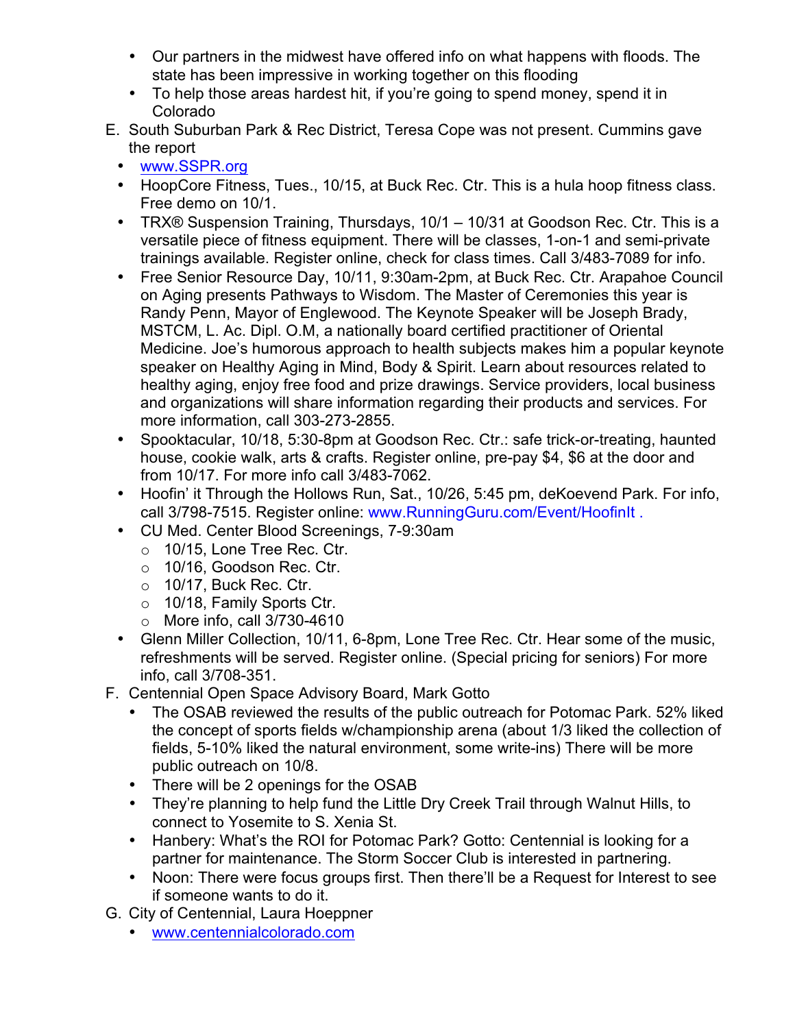- Our partners in the midwest have offered info on what happens with floods. The state has been impressive in working together on this flooding
- To help those areas hardest hit, if you're going to spend money, spend it in Colorado

E. South Suburban Park & Rec District, Teresa Cope was not present. Cummins gave the report
  - www.SSPR.org
  - HoopCore Fitness, Tues., 10/15, at Buck Rec. Ctr. This is a hula hoop fitness class. Free demo on 10/1.
  - TRX® Suspension Training, Thursdays, 10/1 – 10/31 at Goodson Rec. Ctr. This is a versatile piece of fitness equipment. There will be classes, 1-on-1 and semi-private trainings available. Register online, check for class times. Call 3/483-7089 for info.
  - Free Senior Resource Day, 10/11, 9:30am-2pm, at Buck Rec. Ctr. Arapahoe Council on Aging presents Pathways to Wisdom. The Master of Ceremonies this year is Randy Penn, Mayor of Englewood. The Keynote Speaker will be Joseph Brady, MSTCM, L. Ac. Dipl. O.M, a nationally board certified practitioner of Oriental Medicine. Joe's humorous approach to health subjects makes him a popular keynote speaker on Healthy Aging in Mind, Body & Spirit. Learn about resources related to healthy aging, enjoy free food and prize drawings. Service providers, local business and organizations will share information regarding their products and services. For more information, call 303-273-2855.
  - Spooktacular, 10/18, 5:30-8pm at Goodson Rec. Ctr.: safe trick-or-treating, haunted house, cookie walk, arts & crafts. Register online, pre-pay $4, $6 at the door and from 10/17. For more info call 3/483-7062.
  - Hoofin' it Through the Hollows Run, Sat., 10/26, 5:45 pm, deKoevend Park. For info, call 3/798-7515. Register online: www.RunningGuru.com/Event/HoofinIt .
  - CU Med. Center Blood Screenings, 7-9:30am
    - 10/15, Lone Tree Rec. Ctr.
    - 10/16, Goodson Rec. Ctr.
    - 10/17, Buck Rec. Ctr.
    - 10/18, Family Sports Ctr.
    - More info, call 3/730-4610
  - Glenn Miller Collection, 10/11, 6-8pm, Lone Tree Rec. Ctr. Hear some of the music, refreshments will be served. Register online. (Special pricing for seniors) For more info, call 3/708-351.

F. Centennial Open Space Advisory Board, Mark Gotto
  - The OSAB reviewed the results of the public outreach for Potomac Park. 52% liked the concept of sports fields w/championship arena (about 1/3 liked the collection of fields, 5-10% liked the natural environment, some write-ins) There will be more public outreach on 10/8.
  - There will be 2 openings for the OSAB
  - They're planning to help fund the Little Dry Creek Trail through Walnut Hills, to connect to Yosemite to S. Xenia St.
  - Hanbery: What's the ROI for Potomac Park? Gotto: Centennial is looking for a partner for maintenance. The Storm Soccer Club is interested in partnering.
  - Noon: There were focus groups first. Then there'll be a Request for Interest to see if someone wants to do it.

G. City of Centennial, Laura Hoeppner
  - www.centennialcolorado.com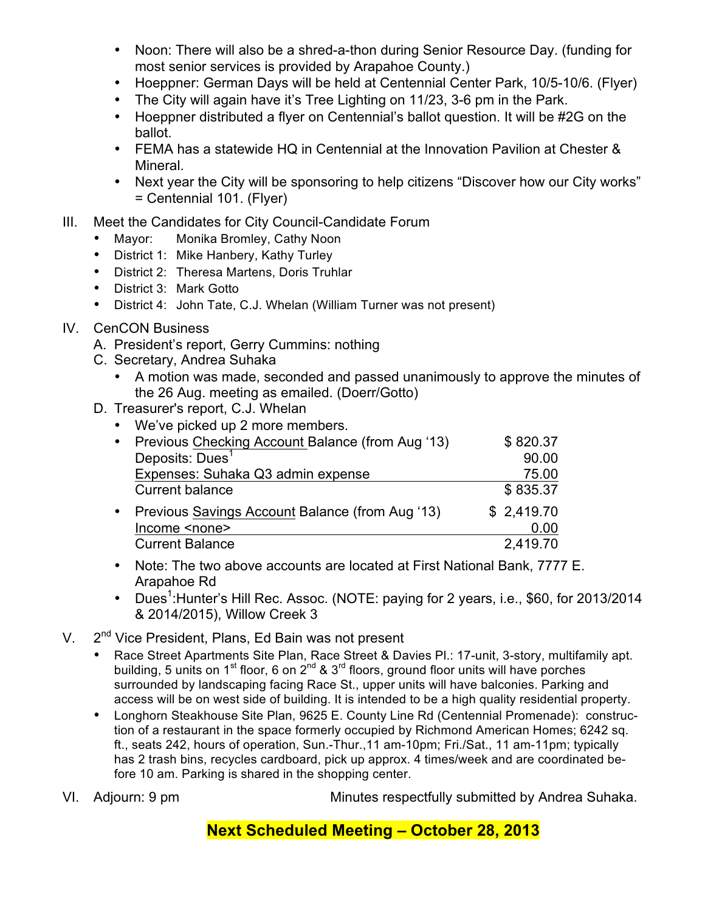- Noon: There will also be a shred-a-thon during Senior Resource Day. (funding for most senior services is provided by Arapahoe County.)
- Hoeppner: German Days will be held at Centennial Center Park, 10/5-10/6. (Flyer)
- The City will again have it's Tree Lighting on 11/23, 3-6 pm in the Park.
- Hoeppner distributed a flyer on Centennial's ballot question. It will be #2G on the ballot.
- FEMA has a statewide HQ in Centennial at the Innovation Pavilion at Chester & Mineral.
- Next year the City will be sponsoring to help citizens "Discover how our City works" = Centennial 101. (Flyer)

III. Meet the Candidates for City Council-Candidate Forum
- Mayor: Monika Bromley, Cathy Noon
- District 1: Mike Hanbery, Kathy Turley
- District 2: Theresa Martens, Doris Truhlar
- District 3: Mark Gotto
- District 4: John Tate, C.J. Whelan (William Turner was not present)

IV. CenCON Business

A. President's report, Gerry Cummins: nothing

C. Secretary, Andrea Suhaka
- A motion was made, seconded and passed unanimously to approve the minutes of the 26 Aug. meeting as emailed. (Doerr/Gotto)

D. Treasurer's report, C.J. Whelan
- We've picked up 2 more members.
- Previous Checking Account Balance (from Aug '13)

| | |
|---|---|
| Previous Checking Account Balance (from Aug '13) | $ 820.37 |
| Deposits: Dues[1] | 90.00 |
| Expenses: Suhaka Q3 admin expense | 75.00 |
| Current balance | $ 835.37 |

- Previous Savings Account Balance (from Aug '13)

| | |
|---|---|
| Previous Savings Account Balance (from Aug '13) | $ 2,419.70 |
| Income <none> | 0.00 |
| Current Balance | 2,419.70 |

- Note: The two above accounts are located at First National Bank, 7777 E. Arapahoe Rd
- Dues[1]:Hunter's Hill Rec. Assoc. (NOTE: paying for 2 years, i.e., $60, for 2013/2014 & 2014/2015), Willow Creek 3

V. 2nd Vice President, Plans, Ed Bain was not present
- Race Street Apartments Site Plan, Race Street & Davies Pl.: 17-unit, 3-story, multifamily apt. building, 5 units on 1st floor, 6 on 2nd & 3rd floors, ground floor units will have porches surrounded by landscaping facing Race St., upper units will have balconies. Parking and access will be on west side of building. It is intended to be a high quality residential property.
- Longhorn Steakhouse Site Plan, 9625 E. County Line Rd (Centennial Promenade): construction of a restaurant in the space formerly occupied by Richmond American Homes; 6242 sq. ft., seats 242, hours of operation, Sun.-Thur.,11 am-10pm; Fri./Sat., 11 am-11pm; typically has 2 trash bins, recycles cardboard, pick up approx. 4 times/week and are coordinated before 10 am. Parking is shared in the shopping center.

VI. Adjourn: 9 pm

Minutes respectfully submitted by Andrea Suhaka.

**Next Scheduled Meeting – October 28, 2013**